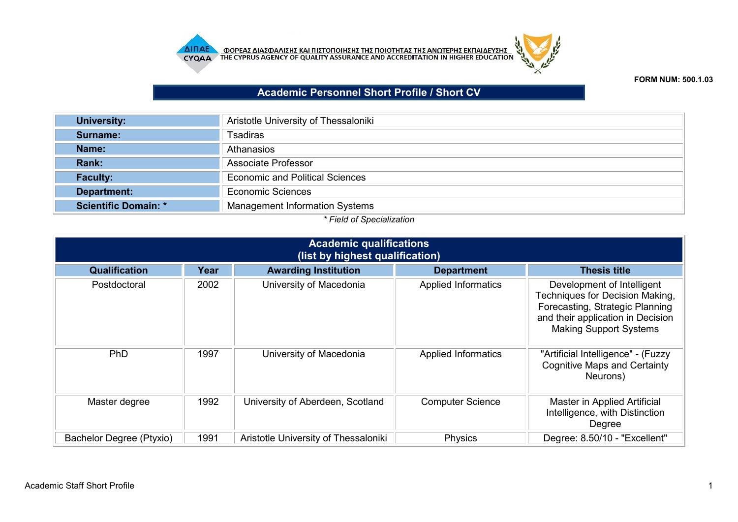ΦΟΡΕΑΣ ΔΙΑΣΦΑΛΙΣΗΣ ΚΑΙ ΠΙΣΤΟΠΟΙΗΣΗΣ ΤΗΣ ΠΟΙΟΤΗΤΑΣ ΤΗΣ ΑΝΩΤΕΡΗΣ ΕΚΠΑΙΔΕΥΣΗΣ
THE CYPRUS AGENCY OF QUALITY ASSURANCE AND ACCREDITATION IN HIGHER EDUCATION

**FORM NUM: 500.1.03**

# Academic Personnel Short Profile / Short CV

| | |
|---|---|
| **University:** | Aristotle University of Thessaloniki |
| **Surname:** | Tsadiras |
| **Name:** | Athanasios |
| **Rank:** | Associate Professor |
| **Faculty:** | Economic and Political Sciences |
| **Department:** | Economic Sciences |
| **Scientific Domain: *** | Management Information Systems |

*\* Field of Specialization*

## Academic qualifications (list by highest qualification)

| Qualification | Year | Awarding Institution | Department | Thesis title |
|---|---|---|---|---|
| Postdoctoral | 2002 | University of Macedonia | Applied Informatics | Development of Intelligent Techniques for Decision Making, Forecasting, Strategic Planning and their application in Decision Making Support Systems |
| PhD | 1997 | University of Macedonia | Applied Informatics | "Artificial Intelligence" - (Fuzzy Cognitive Maps and Certainty Neurons) |
| Master degree | 1992 | University of Aberdeen, Scotland | Computer Science | Master in Applied Artificial Intelligence, with Distinction Degree |
| Bachelor Degree (Ptyxio) | 1991 | Aristotle University of Thessaloniki | Physics | Degree: 8.50/10 - "Excellent" |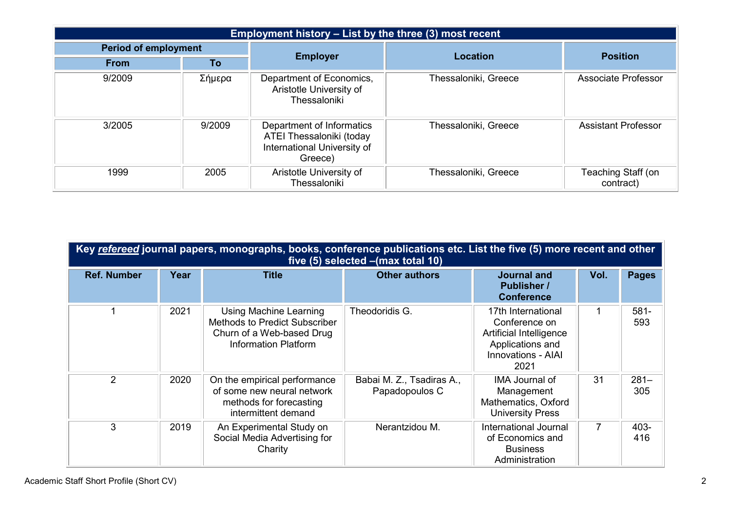| Employment history – List by the three (3) most recent | | | | |
|---|---|---|---|---|
| Period of employment | | Employer | Location | Position |
| From | To | | | |
| 9/2009 | Σήμερα | Department of Economics, Aristotle University of Thessaloniki | Thessaloniki, Greece | Associate Professor |
| 3/2005 | 9/2009 | Department of Informatics ATEI Thessaloniki (today International University of Greece) | Thessaloniki, Greece | Assistant Professor |
| 1999 | 2005 | Aristotle University of Thessaloniki | Thessaloniki, Greece | Teaching Staff (on contract) |

| Key ***refereed*** journal papers, monographs, books, conference publications etc. List the five (5) more recent and other five (5) selected –(max total 10) | | | | | | |
|---|---|---|---|---|---|---|
| Ref. Number | Year | Title | Other authors | Journal and Publisher / Conference | Vol. | Pages |
| 1 | 2021 | Using Machine Learning Methods to Predict Subscriber Churn of a Web-based Drug Information Platform | Theodoridis G. | 17th International Conference on Artificial Intelligence Applications and Innovations - AIAI 2021 | 1 | 581-593 |
| 2 | 2020 | On the empirical performance of some new neural network methods for forecasting intermittent demand | Babai M. Z., Tsadiras A., Papadopoulos C | IMA Journal of Management Mathematics, Oxford University Press | 31 | 281–305 |
| 3 | 2019 | An Experimental Study on Social Media Advertising for Charity | Nerantzidou M. | International Journal of Economics and Business Administration | 7 | 403-416 |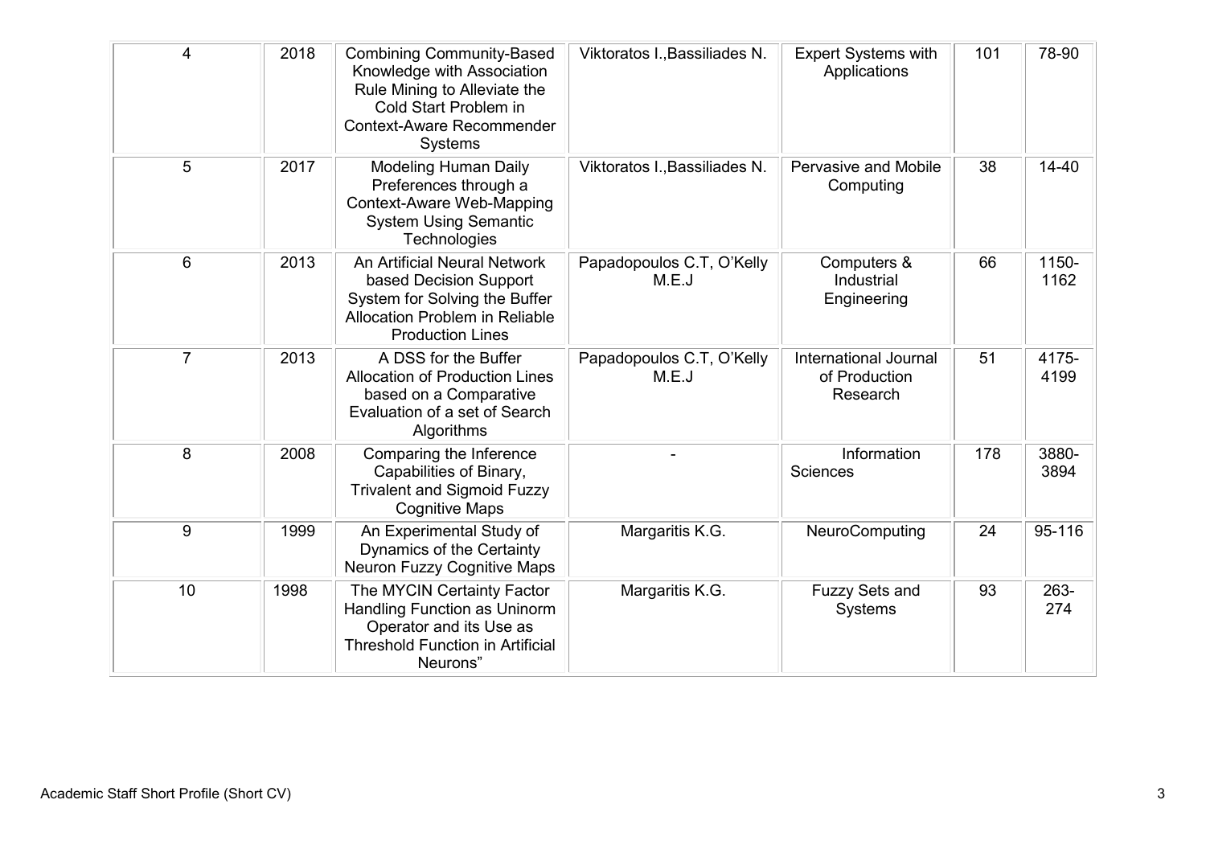| | | | | | | |
|---|---|---|---|---|---|---|
| 4 | 2018 | Combining Community-Based Knowledge with Association Rule Mining to Alleviate the Cold Start Problem in Context-Aware Recommender Systems | Viktoratos I.,Bassiliades N. | Expert Systems with Applications | 101 | 78-90 |
| 5 | 2017 | Modeling Human Daily Preferences through a Context-Aware Web-Mapping System Using Semantic Technologies | Viktoratos I.,Bassiliades N. | Pervasive and Mobile Computing | 38 | 14-40 |
| 6 | 2013 | An Artificial Neural Network based Decision Support System for Solving the Buffer Allocation Problem in Reliable Production Lines | Papadopoulos C.T, O'Kelly M.E.J | Computers & Industrial Engineering | 66 | 1150-1162 |
| 7 | 2013 | A DSS for the Buffer Allocation of Production Lines based on a Comparative Evaluation of a set of Search Algorithms | Papadopoulos C.T, O'Kelly M.E.J | International Journal of Production Research | 51 | 4175-4199 |
| 8 | 2008 | Comparing the Inference Capabilities of Binary, Trivalent and Sigmoid Fuzzy Cognitive Maps | - | Information Sciences | 178 | 3880-3894 |
| 9 | 1999 | An Experimental Study of Dynamics of the Certainty Neuron Fuzzy Cognitive Maps | Margaritis K.G. | NeuroComputing | 24 | 95-116 |
| 10 | 1998 | The MYCIN Certainty Factor Handling Function as Uninorm Operator and its Use as Threshold Function in Artificial Neurons" | Margaritis K.G. | Fuzzy Sets and Systems | 93 | 263-274 |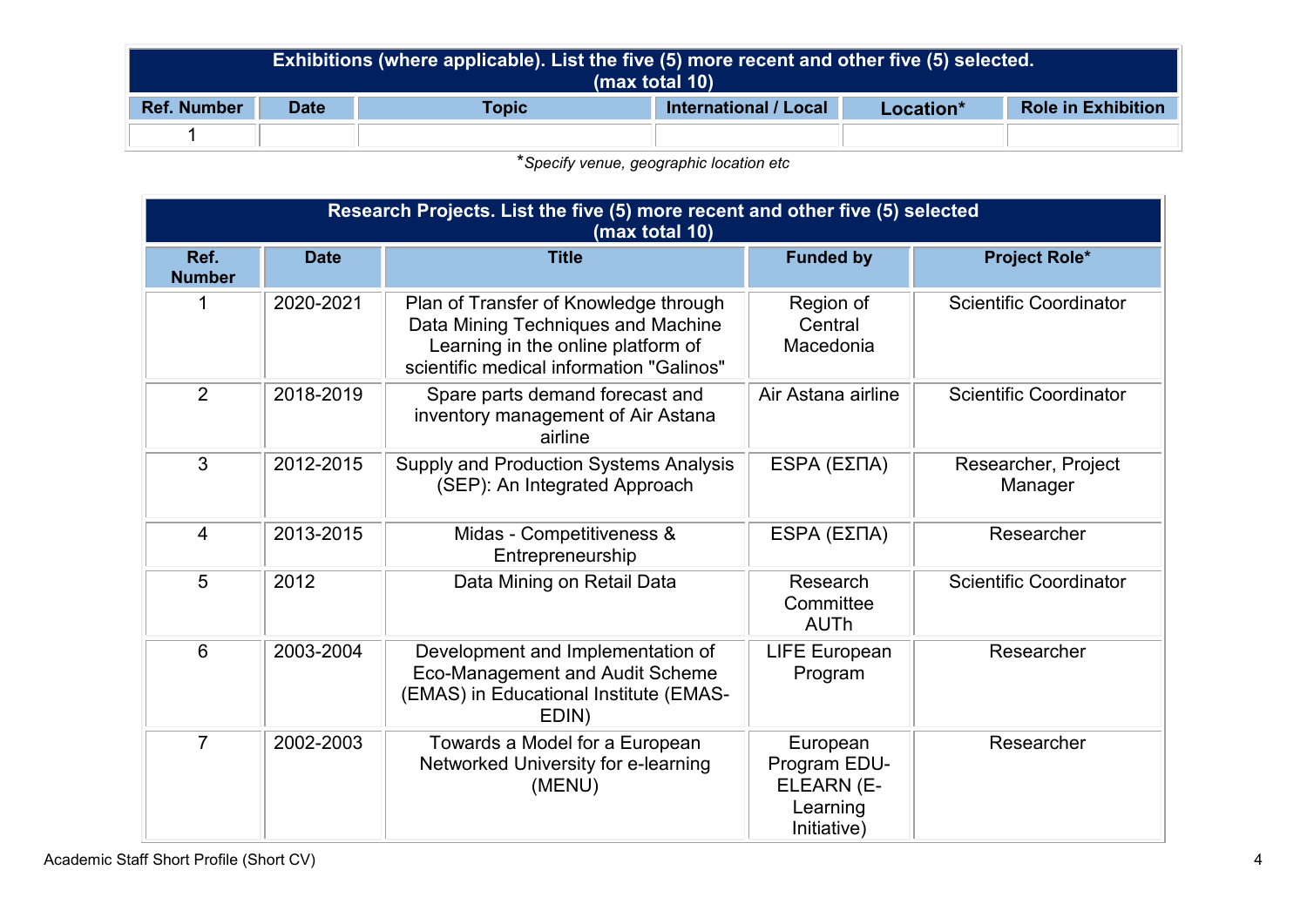| Exhibitions (where applicable). List the five (5) more recent and other five (5) selected. (max total 10) | | | | | |
|---|---|---|---|---|---|
| **Ref. Number** | **Date** | **Topic** | **International / Local** | **Location*** | **Role in Exhibition** |
| 1 | | | | | |

*Specify venue, geographic location etc

| Research Projects. List the five (5) more recent and other five (5) selected (max total 10) | | | | |
|---|---|---|---|---|
| **Ref. Number** | **Date** | **Title** | **Funded by** | **Project Role*** |
| 1 | 2020-2021 | Plan of Transfer of Knowledge through Data Mining Techniques and Machine Learning in the online platform of scientific medical information "Galinos" | Region of Central Macedonia | Scientific Coordinator |
| 2 | 2018-2019 | Spare parts demand forecast and inventory management of Air Astana airline | Air Astana airline | Scientific Coordinator |
| 3 | 2012-2015 | Supply and Production Systems Analysis (SEP): An Integrated Approach | ESPA (ΕΣΠΑ) | Researcher, Project Manager |
| 4 | 2013-2015 | Midas - Competitiveness & Entrepreneurship | ESPA (ΕΣΠΑ) | Researcher |
| 5 | 2012 | Data Mining on Retail Data | Research Committee AUTh | Scientific Coordinator |
| 6 | 2003-2004 | Development and Implementation of Eco-Management and Audit Scheme (EMAS) in Educational Institute (EMAS-EDIN) | LIFE European Program | Researcher |
| 7 | 2002-2003 | Towards a Model for a European Networked University for e-learning (MENU) | European Program EDU-ELEARN (E-Learning Initiative) | Researcher |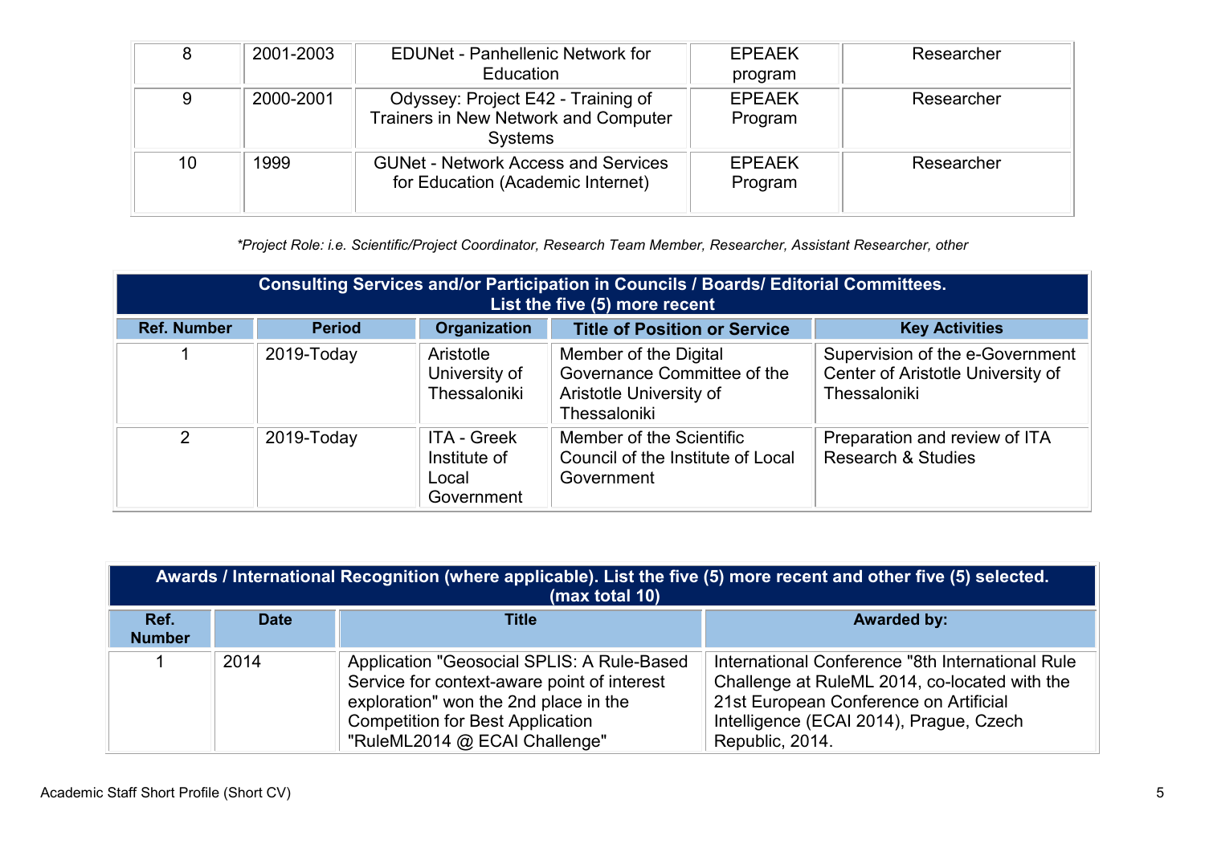| | | | | |
|---|---|---|---|---|
| 8 | 2001-2003 | EDUNet - Panhellenic Network for Education | EPEAEK program | Researcher |
| 9 | 2000-2001 | Odyssey: Project E42 - Training of Trainers in New Network and Computer Systems | EPEAEK Program | Researcher |
| 10 | 1999 | GUNet - Network Access and Services for Education (Academic Internet) | EPEAEK Program | Researcher |

*\*Project Role: i.e. Scientific/Project Coordinator, Research Team Member, Researcher, Assistant Researcher, other*

**Consulting Services and/or Participation in Councils / Boards/ Editorial Committees. List the five (5) more recent**

| Ref. Number | Period | Organization | Title of Position or Service | Key Activities |
|---|---|---|---|---|
| 1 | 2019-Today | Aristotle University of Thessaloniki | Member of the Digital Governance Committee of the Aristotle University of Thessaloniki | Supervision of the e-Government Center of Aristotle University of Thessaloniki |
| 2 | 2019-Today | ITA - Greek Institute of Local Government | Member of the Scientific Council of the Institute of Local Government | Preparation and review of ITA Research & Studies |

**Awards / International Recognition (where applicable). List the five (5) more recent and other five (5) selected. (max total 10)**

| Ref. Number | Date | Title | Awarded by: |
|---|---|---|---|
| 1 | 2014 | Application "Geosocial SPLIS: A Rule-Based Service for context-aware point of interest exploration" won the 2nd place in the Competition for Best Application "RuleML2014 @ ECAI Challenge" | International Conference "8th International Rule Challenge at RuleML 2014, co-located with the 21st European Conference on Artificial Intelligence (ECAI 2014), Prague, Czech Republic, 2014. |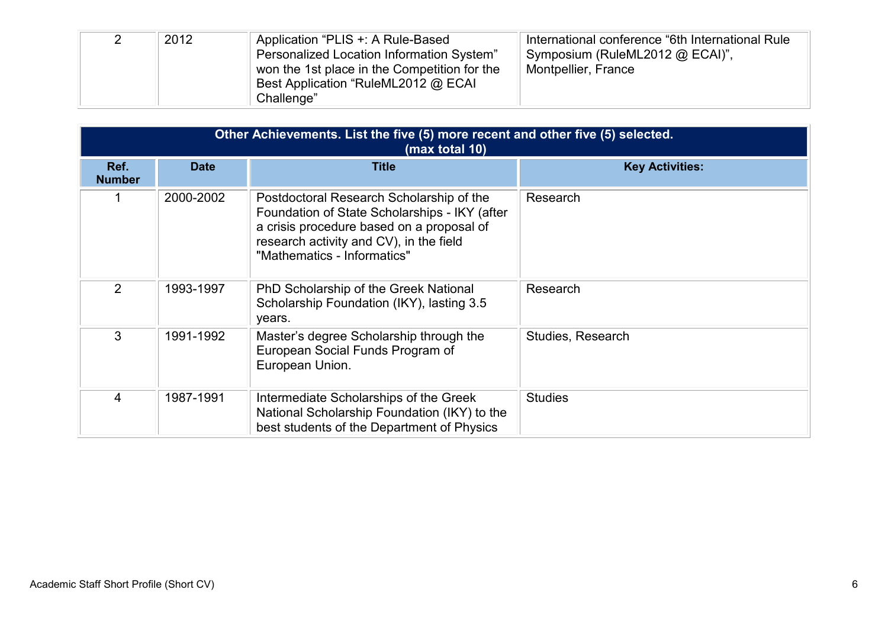| | | | |
|---|---|---|---|
| 2 | 2012 | Application “PLIS +: A Rule-Based Personalized Location Information System” won the 1st place in the Competition for the Best Application “RuleML2012 @ ECAI Challenge” | International conference “6th International Rule Symposium (RuleML2012 @ ECAI)”, Montpellier, France |

**Other Achievements. List the five (5) more recent and other five (5) selected. (max total 10)**

| Ref. Number | Date | Title | Key Activities: |
|---|---|---|---|
| 1 | 2000-2002 | Postdoctoral Research Scholarship of the Foundation of State Scholarships - IKY (after a crisis procedure based on a proposal of research activity and CV), in the field "Mathematics - Informatics" | Research |
| 2 | 1993-1997 | PhD Scholarship of the Greek National Scholarship Foundation (IKY), lasting 3.5 years. | Research |
| 3 | 1991-1992 | Master’s degree Scholarship through the European Social Funds Program of European Union. | Studies, Research |
| 4 | 1987-1991 | Intermediate Scholarships of the Greek National Scholarship Foundation (IKY) to the best students of the Department of Physics | Studies |